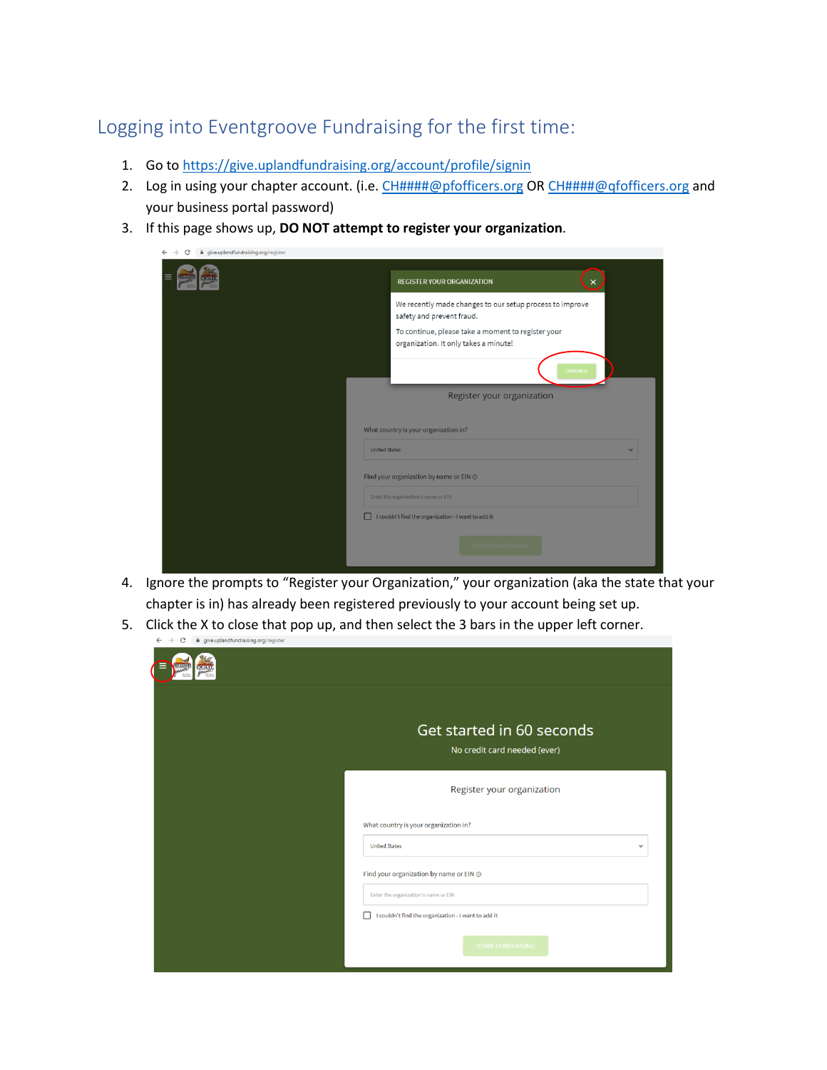# Logging into Eventgroove Fundraising for the first time:

1. Go to https://give.uplandfundraising.org/account/profile/signin
2. Log in using your chapter account. (i.e. CH####@pfofficers.org OR CH####@qfofficers.org and your business portal password)
3. If this page shows up, **DO NOT attempt to register your organization**.
4. Ignore the prompts to "Register your Organization," your organization (aka the state that your chapter is in) has already been registered previously to your account being set up.
5. Click the X to close that pop up, and then select the 3 bars in the upper left corner.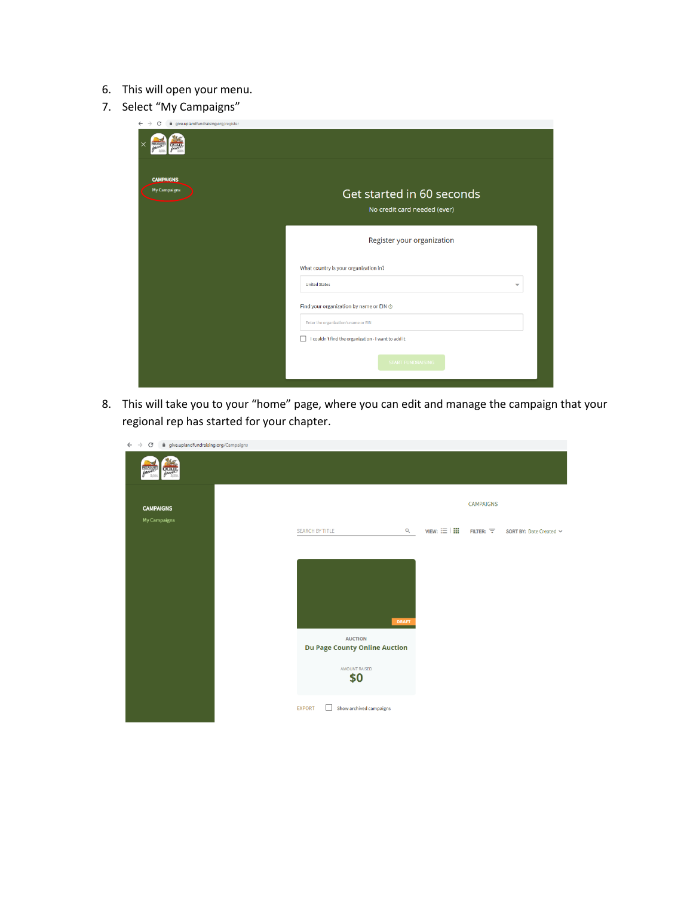6. This will open your menu.
7. Select "My Campaigns"

8. This will take you to your "home" page, where you can edit and manage the campaign that your regional rep has started for your chapter.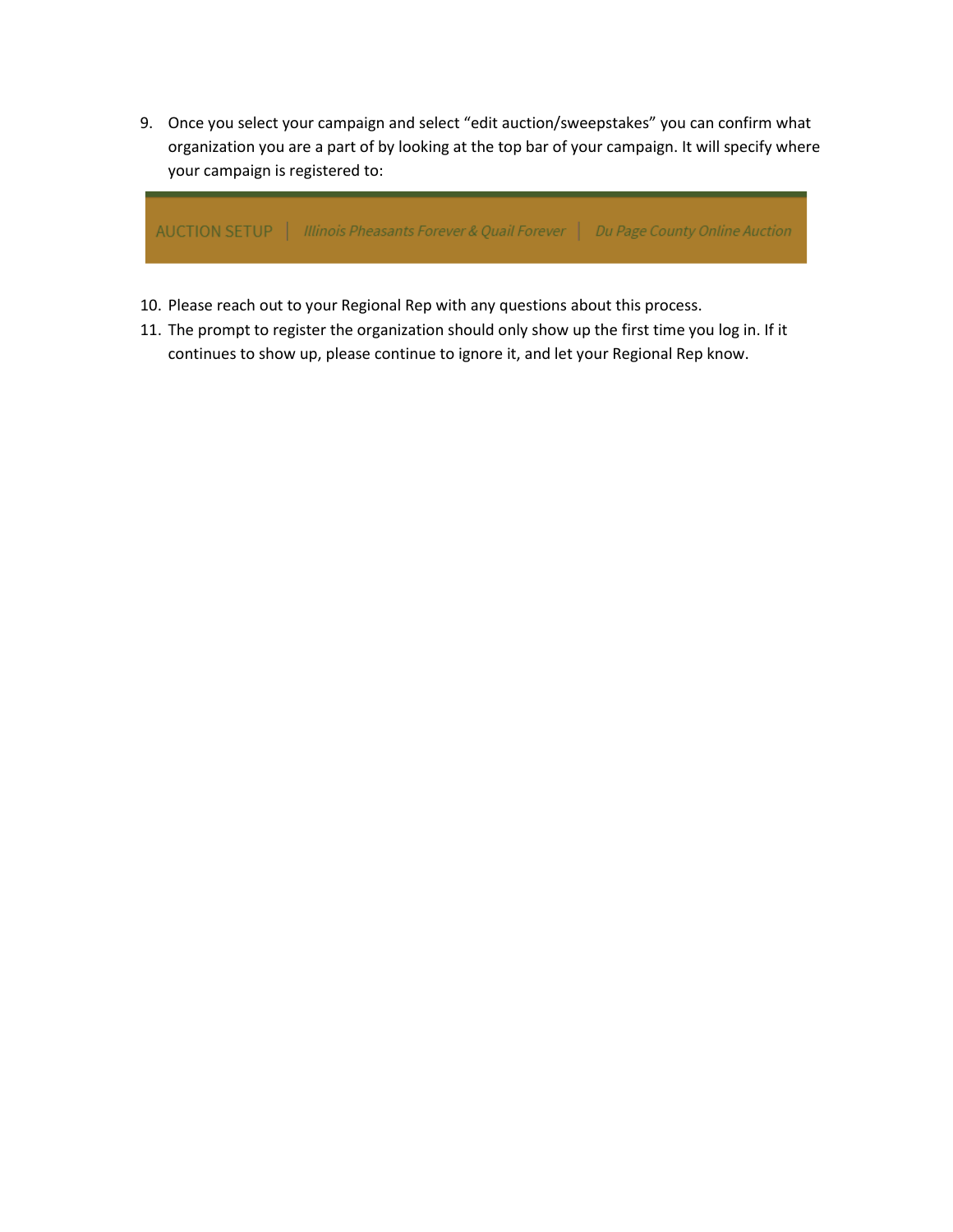9. Once you select your campaign and select “edit auction/sweepstakes” you can confirm what organization you are a part of by looking at the top bar of your campaign. It will specify where your campaign is registered to:

AUCTION SETUP | *Illinois Pheasants Forever & Quail Forever* | *Du Page County Online Auction*

10. Please reach out to your Regional Rep with any questions about this process.
11. The prompt to register the organization should only show up the first time you log in. If it continues to show up, please continue to ignore it, and let your Regional Rep know.